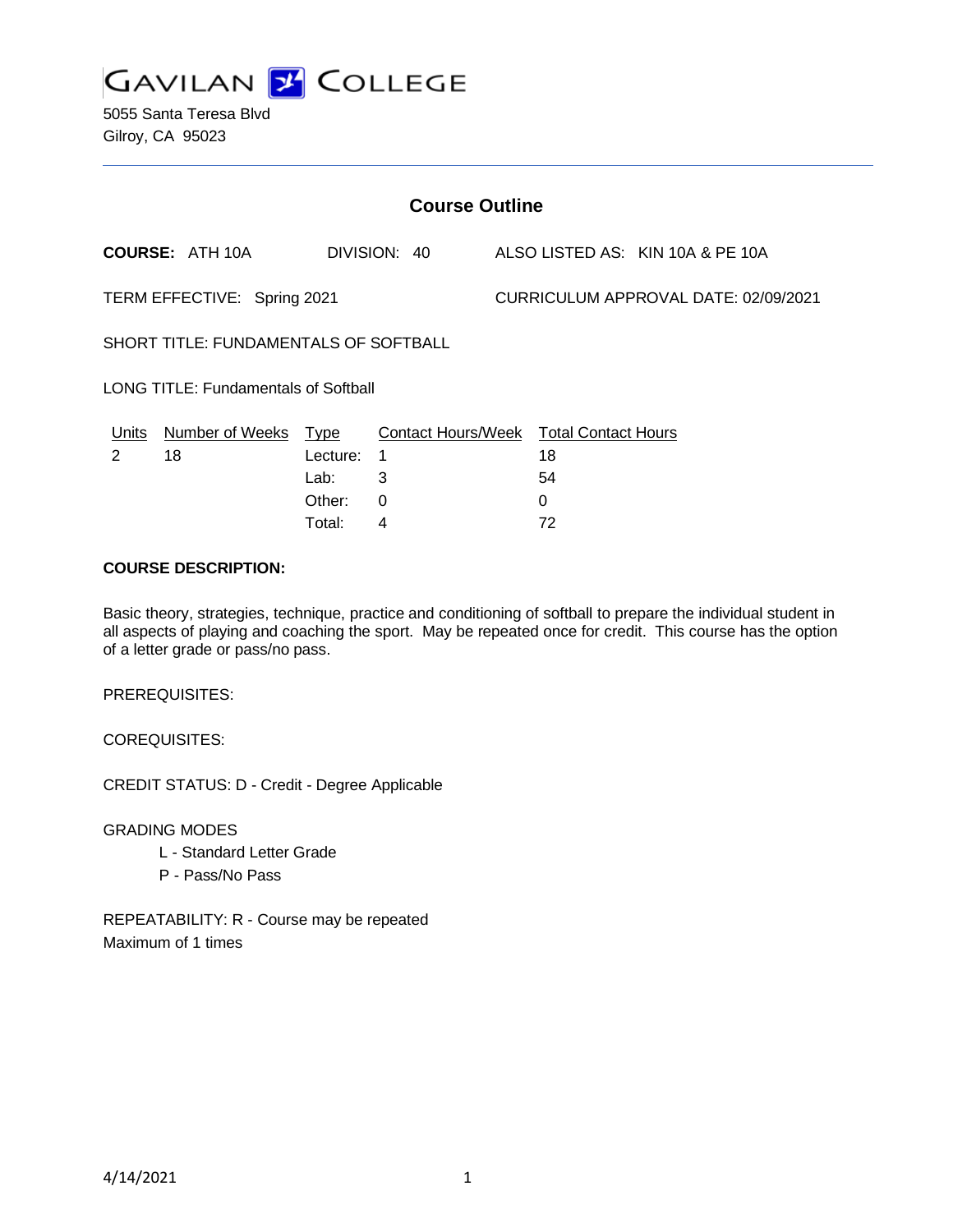# GAVILAN COLLEGE

5055 Santa Teresa Blvd
Gilroy, CA 95023

## Course Outline

**COURSE:** ATH 10A DIVISION: 40 ALSO LISTED AS: KIN 10A & PE 10A

TERM EFFECTIVE: Spring 2021 CURRICULUM APPROVAL DATE: 02/09/2021

SHORT TITLE: FUNDAMENTALS OF SOFTBALL

LONG TITLE: Fundamentals of Softball

| Units | Number of Weeks | Type | Contact Hours/Week | Total Contact Hours |
|---|---|---|---|---|
| 2 | 18 | Lecture: | 1 | 18 |
| | | Lab: | 3 | 54 |
| | | Other: | 0 | 0 |
| | | Total: | 4 | 72 |

**COURSE DESCRIPTION:**

Basic theory, strategies, technique, practice and conditioning of softball to prepare the individual student in all aspects of playing and coaching the sport. May be repeated once for credit. This course has the option of a letter grade or pass/no pass.

PREREQUISITES:

COREQUISITES:

CREDIT STATUS: D - Credit - Degree Applicable

GRADING MODES

- L - Standard Letter Grade
- P - Pass/No Pass

REPEATABILITY: R - Course may be repeated
Maximum of 1 times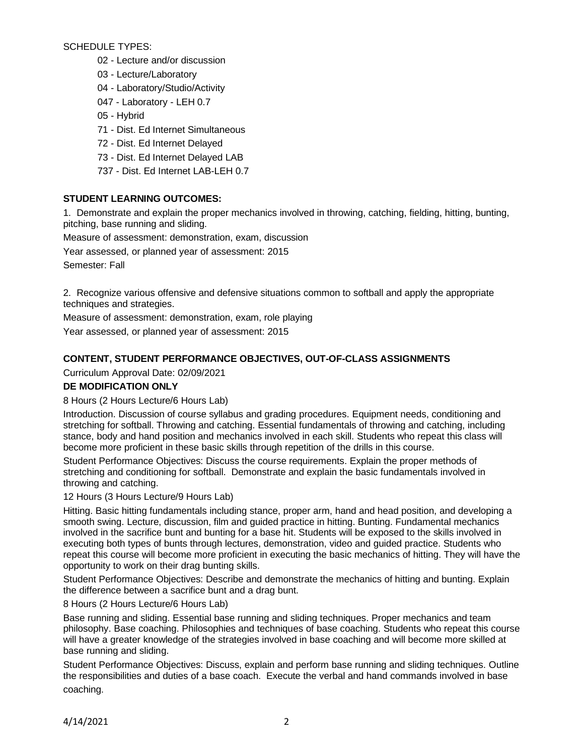SCHEDULE TYPES:

- 02 - Lecture and/or discussion
- 03 - Lecture/Laboratory
- 04 - Laboratory/Studio/Activity
- 047 - Laboratory - LEH 0.7
- 05 - Hybrid
- 71 - Dist. Ed Internet Simultaneous
- 72 - Dist. Ed Internet Delayed
- 73 - Dist. Ed Internet Delayed LAB
- 737 - Dist. Ed Internet LAB-LEH 0.7

**STUDENT LEARNING OUTCOMES:**

1. Demonstrate and explain the proper mechanics involved in throwing, catching, fielding, hitting, bunting, pitching, base running and sliding.

Measure of assessment: demonstration, exam, discussion

Year assessed, or planned year of assessment: 2015

Semester: Fall

2. Recognize various offensive and defensive situations common to softball and apply the appropriate techniques and strategies.

Measure of assessment: demonstration, exam, role playing

Year assessed, or planned year of assessment: 2015

**CONTENT, STUDENT PERFORMANCE OBJECTIVES, OUT-OF-CLASS ASSIGNMENTS**

Curriculum Approval Date: 02/09/2021

**DE MODIFICATION ONLY**

8 Hours (2 Hours Lecture/6 Hours Lab)

Introduction. Discussion of course syllabus and grading procedures. Equipment needs, conditioning and stretching for softball. Throwing and catching. Essential fundamentals of throwing and catching, including stance, body and hand position and mechanics involved in each skill. Students who repeat this class will become more proficient in these basic skills through repetition of the drills in this course.

Student Performance Objectives: Discuss the course requirements. Explain the proper methods of stretching and conditioning for softball. Demonstrate and explain the basic fundamentals involved in throwing and catching.

12 Hours (3 Hours Lecture/9 Hours Lab)

Hitting. Basic hitting fundamentals including stance, proper arm, hand and head position, and developing a smooth swing. Lecture, discussion, film and guided practice in hitting. Bunting. Fundamental mechanics involved in the sacrifice bunt and bunting for a base hit. Students will be exposed to the skills involved in executing both types of bunts through lectures, demonstration, video and guided practice. Students who repeat this course will become more proficient in executing the basic mechanics of hitting. They will have the opportunity to work on their drag bunting skills.

Student Performance Objectives: Describe and demonstrate the mechanics of hitting and bunting. Explain the difference between a sacrifice bunt and a drag bunt.

8 Hours (2 Hours Lecture/6 Hours Lab)

Base running and sliding. Essential base running and sliding techniques. Proper mechanics and team philosophy. Base coaching. Philosophies and techniques of base coaching. Students who repeat this course will have a greater knowledge of the strategies involved in base coaching and will become more skilled at base running and sliding.

Student Performance Objectives: Discuss, explain and perform base running and sliding techniques. Outline the responsibilities and duties of a base coach. Execute the verbal and hand commands involved in base coaching.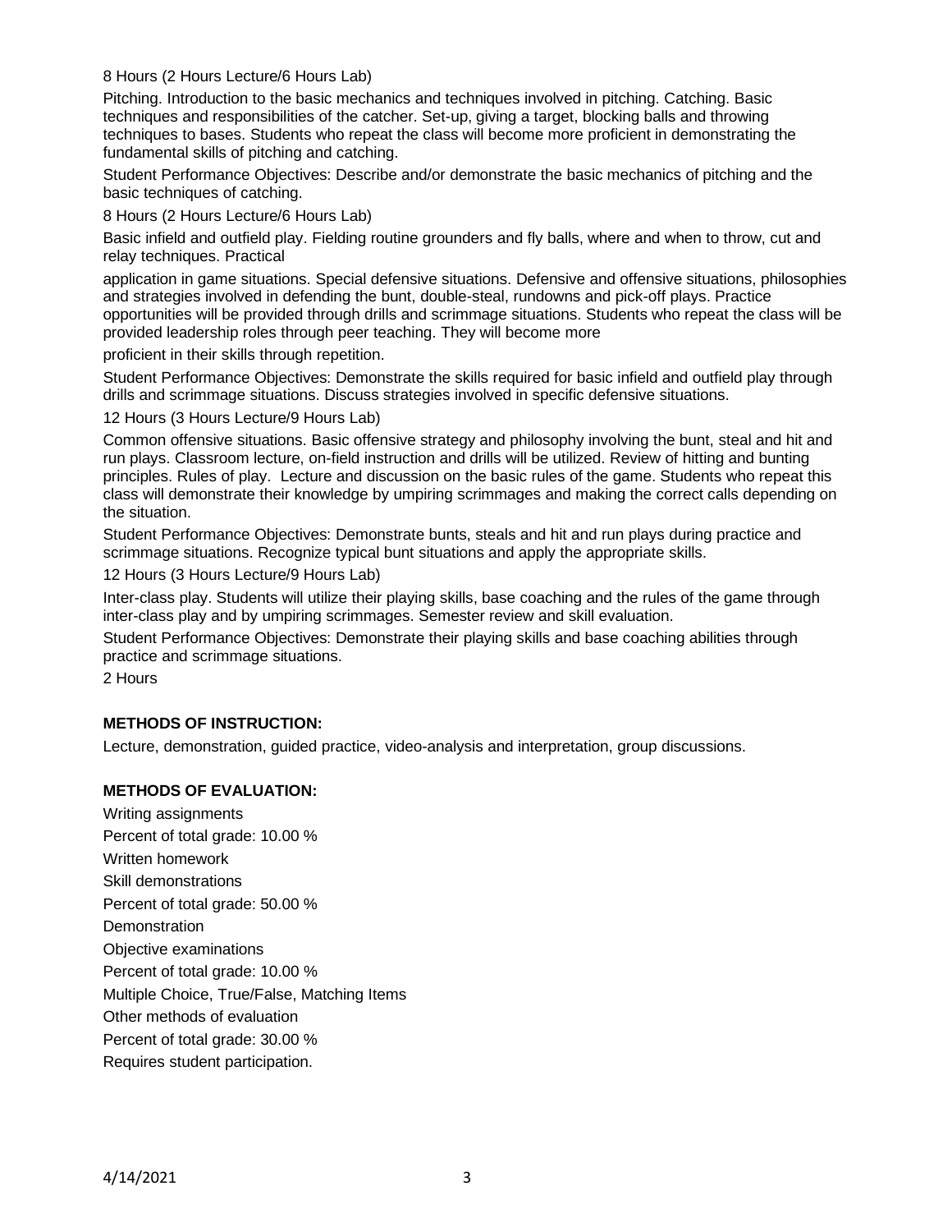8 Hours (2 Hours Lecture/6 Hours Lab)

Pitching. Introduction to the basic mechanics and techniques involved in pitching. Catching. Basic techniques and responsibilities of the catcher. Set-up, giving a target, blocking balls and throwing techniques to bases. Students who repeat the class will become more proficient in demonstrating the fundamental skills of pitching and catching.

Student Performance Objectives: Describe and/or demonstrate the basic mechanics of pitching and the basic techniques of catching.

8 Hours (2 Hours Lecture/6 Hours Lab)

Basic infield and outfield play. Fielding routine grounders and fly balls, where and when to throw, cut and relay techniques. Practical

application in game situations. Special defensive situations. Defensive and offensive situations, philosophies and strategies involved in defending the bunt, double-steal, rundowns and pick-off plays. Practice opportunities will be provided through drills and scrimmage situations. Students who repeat the class will be provided leadership roles through peer teaching. They will become more

proficient in their skills through repetition.

Student Performance Objectives: Demonstrate the skills required for basic infield and outfield play through drills and scrimmage situations. Discuss strategies involved in specific defensive situations.

12 Hours (3 Hours Lecture/9 Hours Lab)

Common offensive situations. Basic offensive strategy and philosophy involving the bunt, steal and hit and run plays. Classroom lecture, on-field instruction and drills will be utilized. Review of hitting and bunting principles. Rules of play. Lecture and discussion on the basic rules of the game. Students who repeat this class will demonstrate their knowledge by umpiring scrimmages and making the correct calls depending on the situation.

Student Performance Objectives: Demonstrate bunts, steals and hit and run plays during practice and scrimmage situations. Recognize typical bunt situations and apply the appropriate skills.

12 Hours (3 Hours Lecture/9 Hours Lab)

Inter-class play. Students will utilize their playing skills, base coaching and the rules of the game through inter-class play and by umpiring scrimmages. Semester review and skill evaluation.

Student Performance Objectives: Demonstrate their playing skills and base coaching abilities through practice and scrimmage situations.

2 Hours

**METHODS OF INSTRUCTION:**

Lecture, demonstration, guided practice, video-analysis and interpretation, group discussions.

**METHODS OF EVALUATION:**

Writing assignments
Percent of total grade: 10.00 %
Written homework
Skill demonstrations
Percent of total grade: 50.00 %
Demonstration
Objective examinations
Percent of total grade: 10.00 %
Multiple Choice, True/False, Matching Items
Other methods of evaluation
Percent of total grade: 30.00 %
Requires student participation.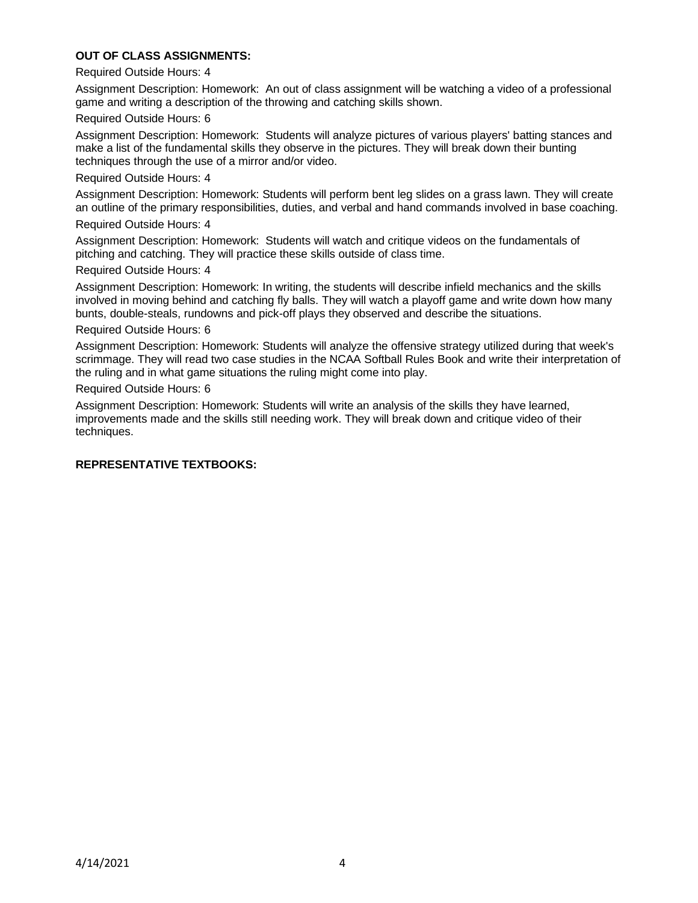**OUT OF CLASS ASSIGNMENTS:**

Required Outside Hours: 4

Assignment Description: Homework: An out of class assignment will be watching a video of a professional game and writing a description of the throwing and catching skills shown.

Required Outside Hours: 6

Assignment Description: Homework: Students will analyze pictures of various players' batting stances and make a list of the fundamental skills they observe in the pictures. They will break down their bunting techniques through the use of a mirror and/or video.

Required Outside Hours: 4

Assignment Description: Homework: Students will perform bent leg slides on a grass lawn. They will create an outline of the primary responsibilities, duties, and verbal and hand commands involved in base coaching.

Required Outside Hours: 4

Assignment Description: Homework: Students will watch and critique videos on the fundamentals of pitching and catching. They will practice these skills outside of class time.

Required Outside Hours: 4

Assignment Description: Homework: In writing, the students will describe infield mechanics and the skills involved in moving behind and catching fly balls. They will watch a playoff game and write down how many bunts, double-steals, rundowns and pick-off plays they observed and describe the situations.

Required Outside Hours: 6

Assignment Description: Homework: Students will analyze the offensive strategy utilized during that week's scrimmage. They will read two case studies in the NCAA Softball Rules Book and write their interpretation of the ruling and in what game situations the ruling might come into play.

Required Outside Hours: 6

Assignment Description: Homework: Students will write an analysis of the skills they have learned, improvements made and the skills still needing work. They will break down and critique video of their techniques.

**REPRESENTATIVE TEXTBOOKS:**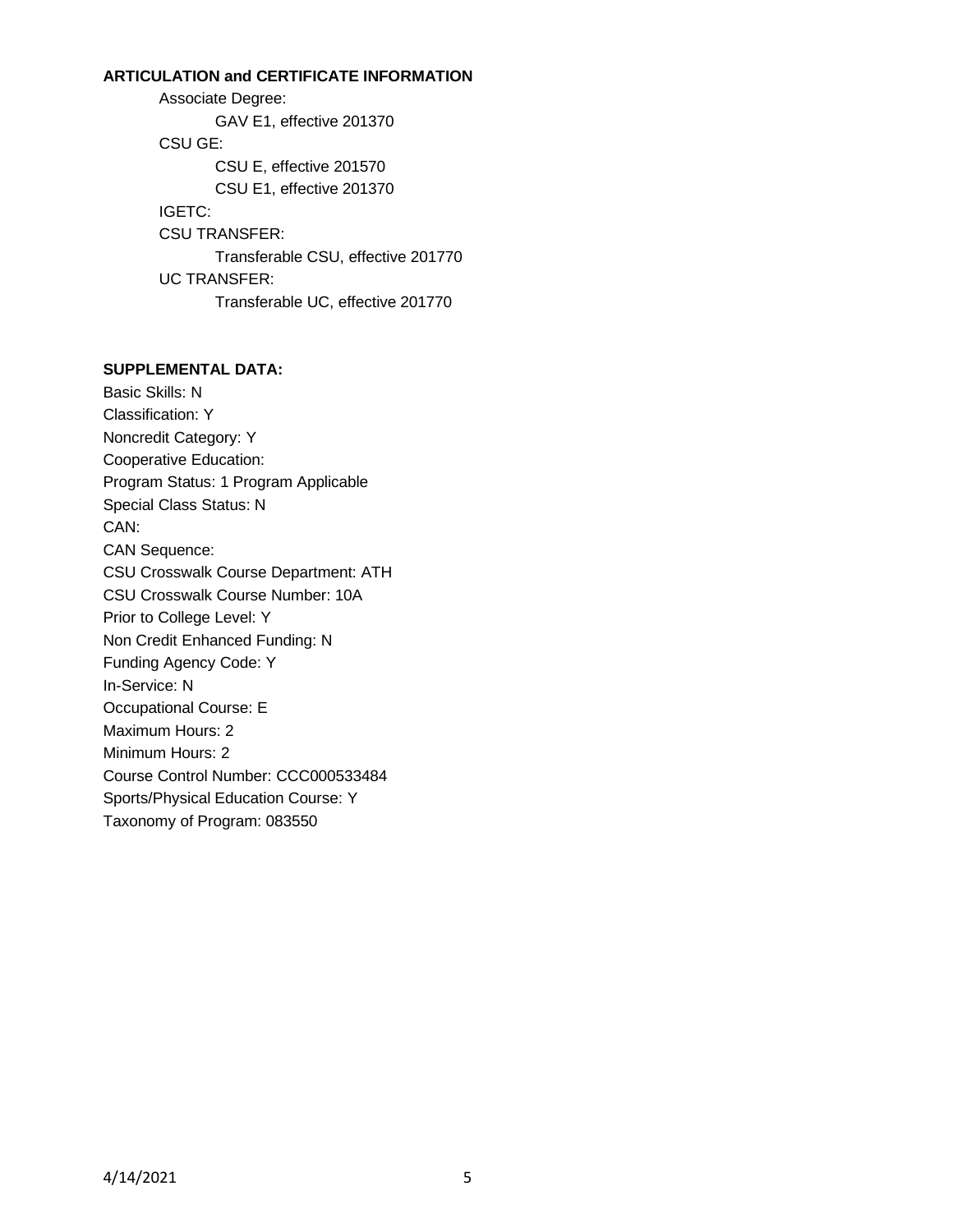**ARTICULATION and CERTIFICATE INFORMATION**

Associate Degree:

GAV E1, effective 201370

CSU GE:

CSU E, effective 201570

CSU E1, effective 201370

IGETC:

CSU TRANSFER:

Transferable CSU, effective 201770

UC TRANSFER:

Transferable UC, effective 201770

**SUPPLEMENTAL DATA:**

Basic Skills: N
Classification: Y
Noncredit Category: Y
Cooperative Education:
Program Status: 1 Program Applicable
Special Class Status: N
CAN:
CAN Sequence:
CSU Crosswalk Course Department: ATH
CSU Crosswalk Course Number: 10A
Prior to College Level: Y
Non Credit Enhanced Funding: N
Funding Agency Code: Y
In-Service: N
Occupational Course: E
Maximum Hours: 2
Minimum Hours: 2
Course Control Number: CCC000533484
Sports/Physical Education Course: Y
Taxonomy of Program: 083550